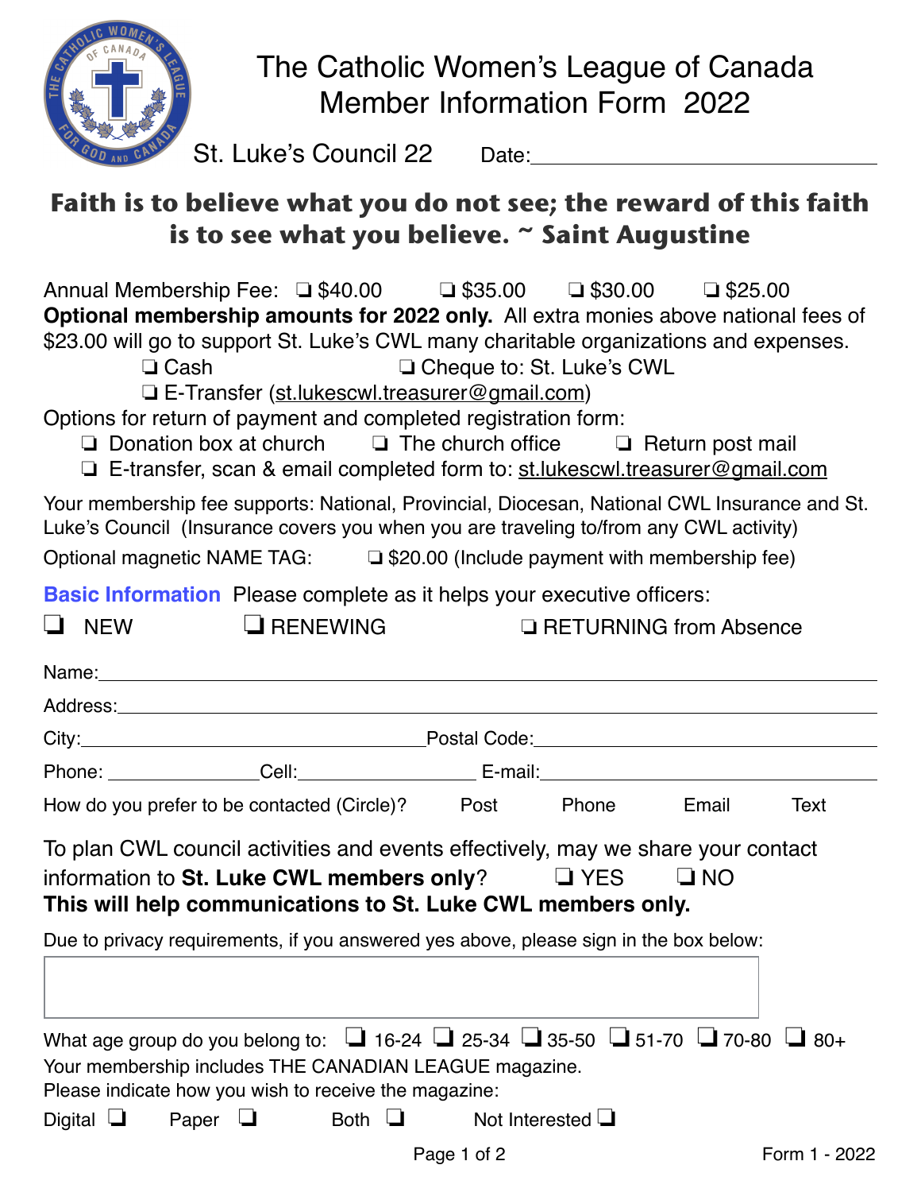# The Catholic Women's League of Canada
# Member Information Form 2022

St. Luke's Council 22 Date:\_\_\_\_\_\_\_\_\_\_\_\_\_\_\_\_\_\_\_\_\_\_\_\_

**Faith is to believe what you do not see; the reward of this faith is to see what you believe. ~ Saint Augustine**

Annual Membership Fee: ❑ $40.00 ❑ $35.00 ❑ $30.00 ❑ $25.00

**Optional membership amounts for 2022 only.** All extra monies above national fees of $23.00 will go to support St. Luke's CWL many charitable organizations and expenses.

❑ Cash ❑ Cheque to: St. Luke's CWL

❑ E-Transfer (st.lukescwl.treasurer@gmail.com)

Options for return of payment and completed registration form:

❑ Donation box at church ❑ The church office ❑ Return post mail

❑ E-transfer, scan & email completed form to: st.lukescwl.treasurer@gmail.com

Your membership fee supports: National, Provincial, Diocesan, National CWL Insurance and St. Luke's Council (Insurance covers you when you are traveling to/from any CWL activity)

Optional magnetic NAME TAG: ❑ $20.00 (Include payment with membership fee)

## Basic Information

Please complete as it helps your executive officers:

❑ NEW ❑ RENEWING ❑ RETURNING from Absence

Name:\_\_\_\_\_\_\_\_\_\_\_\_\_\_\_\_\_\_\_\_\_\_\_\_\_\_\_\_\_\_\_\_\_\_\_\_\_\_\_\_

Address:\_\_\_\_\_\_\_\_\_\_\_\_\_\_\_\_\_\_\_\_\_\_\_\_\_\_\_\_\_\_\_\_\_\_\_\_\_\_

City:\_\_\_\_\_\_\_\_\_\_\_\_\_\_\_\_\_\_\_\_ Postal Code:\_\_\_\_\_\_\_\_\_\_\_\_\_\_\_\_\_\_

Phone: \_\_\_\_\_\_\_\_\_\_ Cell:\_\_\_\_\_\_\_\_\_\_\_\_ E-mail:\_\_\_\_\_\_\_\_\_\_\_\_\_\_\_\_\_\_

How do you prefer to be contacted (Circle)? Post Phone Email Text

To plan CWL council activities and events effectively, may we share your contact information to **St. Luke CWL members only**? ❑ YES ❑ NO

**This will help communications to St. Luke CWL members only.**

Due to privacy requirements, if you answered yes above, please sign in the box below:

| |
|---|
| |

What age group do you belong to: ❑ 16-24 ❑ 25-34 ❑ 35-50 ❑ 51-70 ❑ 70-80 ❑ 80+

Your membership includes THE CANADIAN LEAGUE magazine.

Please indicate how you wish to receive the magazine:

Digital ❑ Paper ❑ Both ❑ Not Interested ❑

Form 1 - 2022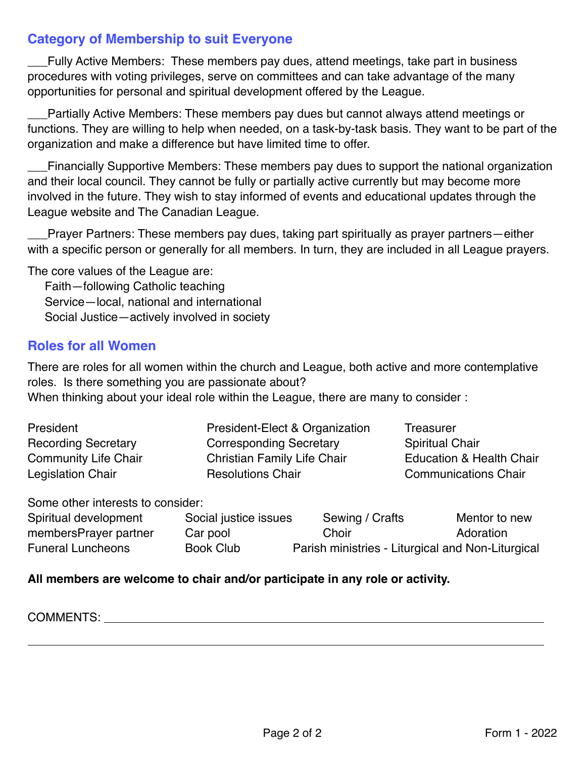## Category of Membership to suit Everyone

___Fully Active Members: These members pay dues, attend meetings, take part in business procedures with voting privileges, serve on committees and can take advantage of the many opportunities for personal and spiritual development offered by the League.

___Partially Active Members: These members pay dues but cannot always attend meetings or functions. They are willing to help when needed, on a task-by-task basis. They want to be part of the organization and make a difference but have limited time to offer.

___Financially Supportive Members: These members pay dues to support the national organization and their local council. They cannot be fully or partially active currently but may become more involved in the future. They wish to stay informed of events and educational updates through the League website and The Canadian League.

___Prayer Partners: These members pay dues, taking part spiritually as prayer partners—either with a specific person or generally for all members. In turn, they are included in all League prayers.

The core values of the League are:

Faith—following Catholic teaching
Service—local, national and international
Social Justice—actively involved in society

## Roles for all Women

There are roles for all women within the church and League, both active and more contemplative roles. Is there something you are passionate about?
When thinking about your ideal role within the League, there are many to consider :

| | | |
|---|---|---|
| President | President-Elect & Organization | Treasurer |
| Recording Secretary | Corresponding Secretary | Spiritual Chair |
| Community Life Chair | Christian Family Life Chair | Education & Health Chair |
| Legislation Chair | Resolutions Chair | Communications Chair |

Some other interests to consider:

| | | | |
|---|---|---|---|
| Spiritual development | Social justice issues | Sewing / Crafts | Mentor to new members |
| Prayer partner | Car pool | Choir | Adoration |
| Funeral Luncheons | Book Club | Parish ministries - Liturgical and Non-Liturgical | |

**All members are welcome to chair and/or participate in any role or activity.**

COMMENTS: ____________________________________________________________

______________________________________________________________________

Form 1 - 2022